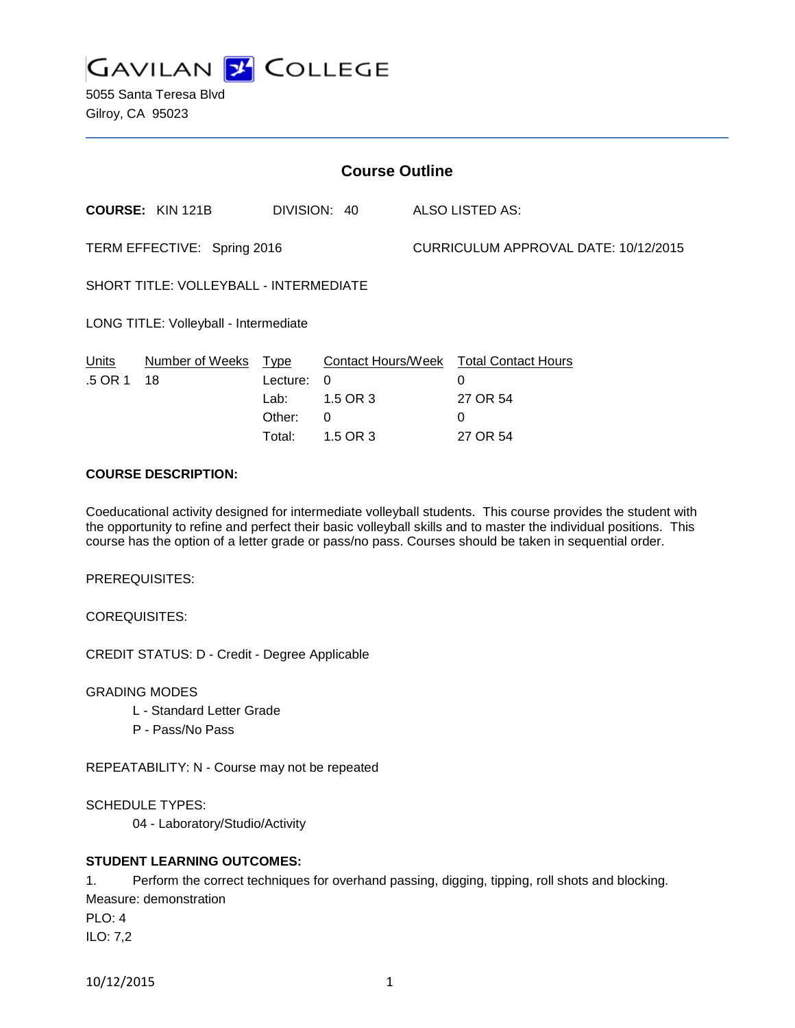# GAVILAN COLLEGE

5055 Santa Teresa Blvd
Gilroy, CA 95023

## Course Outline

**COURSE:** KIN 121B DIVISION: 40 ALSO LISTED AS:

TERM EFFECTIVE: Spring 2016 CURRICULUM APPROVAL DATE: 10/12/2015

SHORT TITLE: VOLLEYBALL - INTERMEDIATE

LONG TITLE: Volleyball - Intermediate

| Units | Number of Weeks | Type | Contact Hours/Week | Total Contact Hours |
|---|---|---|---|---|
| .5 OR 1 | 18 | Lecture: | 0 | 0 |
| | | Lab: | 1.5 OR 3 | 27 OR 54 |
| | | Other: | 0 | 0 |
| | | Total: | 1.5 OR 3 | 27 OR 54 |

**COURSE DESCRIPTION:**

Coeducational activity designed for intermediate volleyball students. This course provides the student with the opportunity to refine and perfect their basic volleyball skills and to master the individual positions. This course has the option of a letter grade or pass/no pass. Courses should be taken in sequential order.

PREREQUISITES:

COREQUISITES:

CREDIT STATUS: D - Credit - Degree Applicable

GRADING MODES

- L - Standard Letter Grade
- P - Pass/No Pass

REPEATABILITY: N - Course may not be repeated

SCHEDULE TYPES:

- 04 - Laboratory/Studio/Activity

**STUDENT LEARNING OUTCOMES:**

1. Perform the correct techniques for overhand passing, digging, tipping, roll shots and blocking.

Measure: demonstration
PLO: 4
ILO: 7,2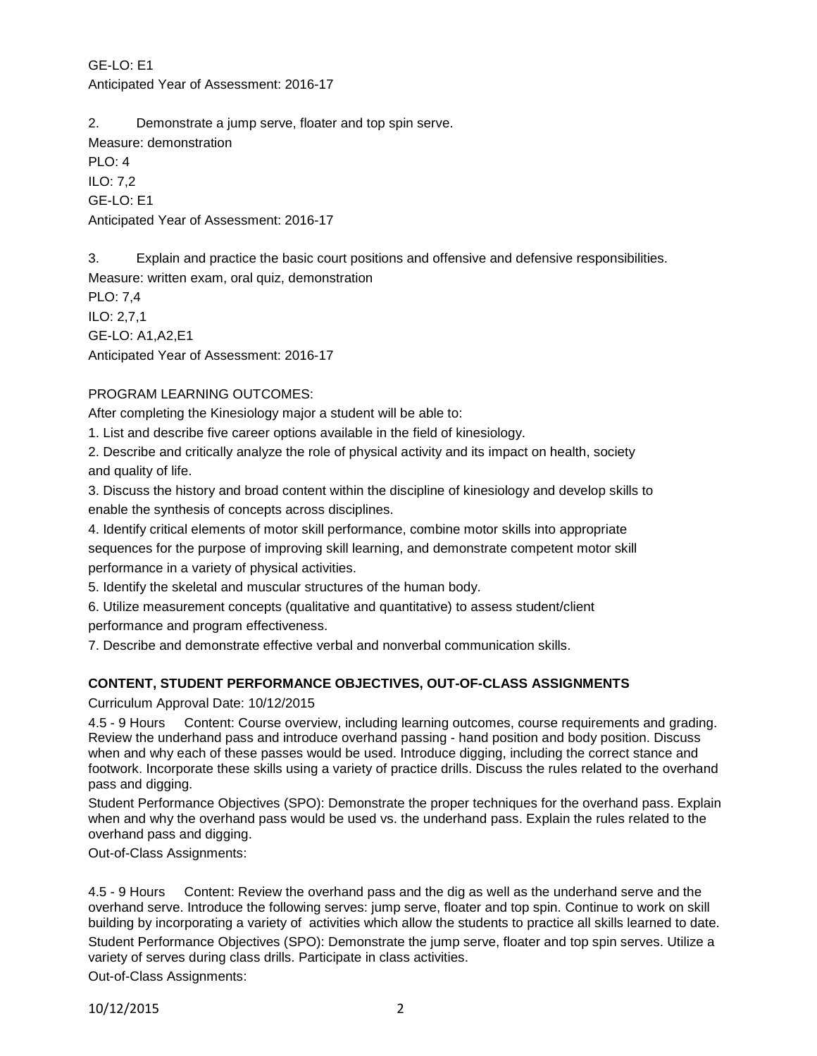GE-LO: E1
Anticipated Year of Assessment: 2016-17

2. Demonstrate a jump serve, floater and top spin serve.
Measure: demonstration
PLO: 4
ILO: 7,2
GE-LO: E1
Anticipated Year of Assessment: 2016-17

3. Explain and practice the basic court positions and offensive and defensive responsibilities.
Measure: written exam, oral quiz, demonstration
PLO: 7,4
ILO: 2,7,1
GE-LO: A1,A2,E1
Anticipated Year of Assessment: 2016-17

PROGRAM LEARNING OUTCOMES:
After completing the Kinesiology major a student will be able to:
1. List and describe five career options available in the field of kinesiology.
2. Describe and critically analyze the role of physical activity and its impact on health, society and quality of life.
3. Discuss the history and broad content within the discipline of kinesiology and develop skills to enable the synthesis of concepts across disciplines.
4. Identify critical elements of motor skill performance, combine motor skills into appropriate sequences for the purpose of improving skill learning, and demonstrate competent motor skill performance in a variety of physical activities.
5. Identify the skeletal and muscular structures of the human body.
6. Utilize measurement concepts (qualitative and quantitative) to assess student/client performance and program effectiveness.
7. Describe and demonstrate effective verbal and nonverbal communication skills.

**CONTENT, STUDENT PERFORMANCE OBJECTIVES, OUT-OF-CLASS ASSIGNMENTS**

Curriculum Approval Date: 10/12/2015

4.5 - 9 Hours Content: Course overview, including learning outcomes, course requirements and grading. Review the underhand pass and introduce overhand passing - hand position and body position. Discuss when and why each of these passes would be used. Introduce digging, including the correct stance and footwork. Incorporate these skills using a variety of practice drills. Discuss the rules related to the overhand pass and digging.
Student Performance Objectives (SPO): Demonstrate the proper techniques for the overhand pass. Explain when and why the overhand pass would be used vs. the underhand pass. Explain the rules related to the overhand pass and digging.
Out-of-Class Assignments:

4.5 - 9 Hours Content: Review the overhand pass and the dig as well as the underhand serve and the overhand serve. Introduce the following serves: jump serve, floater and top spin. Continue to work on skill building by incorporating a variety of activities which allow the students to practice all skills learned to date.
Student Performance Objectives (SPO): Demonstrate the jump serve, floater and top spin serves. Utilize a variety of serves during class drills. Participate in class activities.
Out-of-Class Assignments: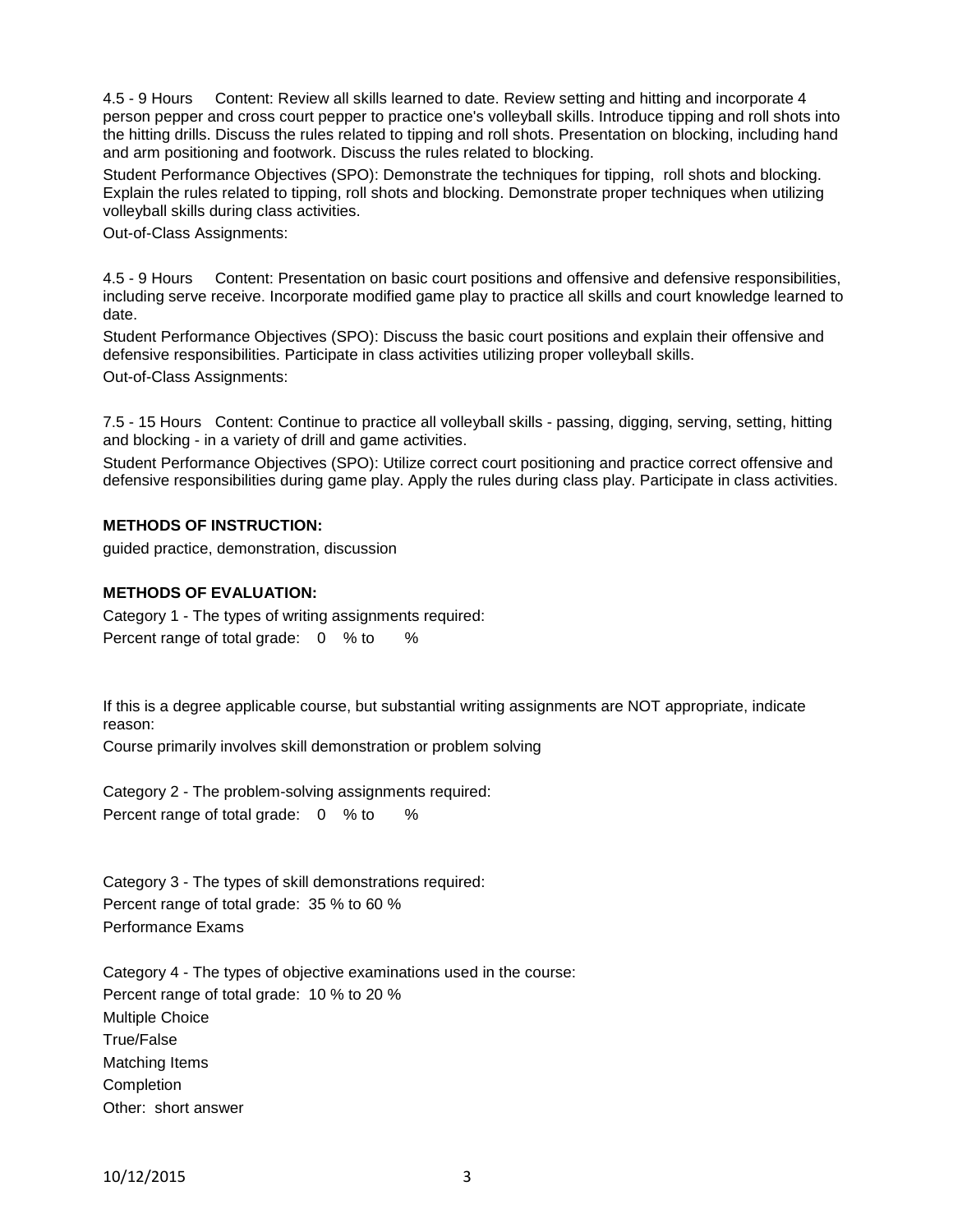4.5 - 9 Hours Content: Review all skills learned to date. Review setting and hitting and incorporate 4 person pepper and cross court pepper to practice one's volleyball skills. Introduce tipping and roll shots into the hitting drills. Discuss the rules related to tipping and roll shots. Presentation on blocking, including hand and arm positioning and footwork. Discuss the rules related to blocking.

Student Performance Objectives (SPO): Demonstrate the techniques for tipping, roll shots and blocking. Explain the rules related to tipping, roll shots and blocking. Demonstrate proper techniques when utilizing volleyball skills during class activities.

Out-of-Class Assignments:

4.5 - 9 Hours Content: Presentation on basic court positions and offensive and defensive responsibilities, including serve receive. Incorporate modified game play to practice all skills and court knowledge learned to date.

Student Performance Objectives (SPO): Discuss the basic court positions and explain their offensive and defensive responsibilities. Participate in class activities utilizing proper volleyball skills.

Out-of-Class Assignments:

7.5 - 15 Hours Content: Continue to practice all volleyball skills - passing, digging, serving, setting, hitting and blocking - in a variety of drill and game activities.

Student Performance Objectives (SPO): Utilize correct court positioning and practice correct offensive and defensive responsibilities during game play. Apply the rules during class play. Participate in class activities.

**METHODS OF INSTRUCTION:**

guided practice, demonstration, discussion

**METHODS OF EVALUATION:**

Category 1 - The types of writing assignments required:
Percent range of total grade: 0 % to %

If this is a degree applicable course, but substantial writing assignments are NOT appropriate, indicate reason:
Course primarily involves skill demonstration or problem solving

Category 2 - The problem-solving assignments required:
Percent range of total grade: 0 % to %

Category 3 - The types of skill demonstrations required:
Percent range of total grade: 35 % to 60 %
Performance Exams

Category 4 - The types of objective examinations used in the course:
Percent range of total grade: 10 % to 20 %
Multiple Choice
True/False
Matching Items
Completion
Other: short answer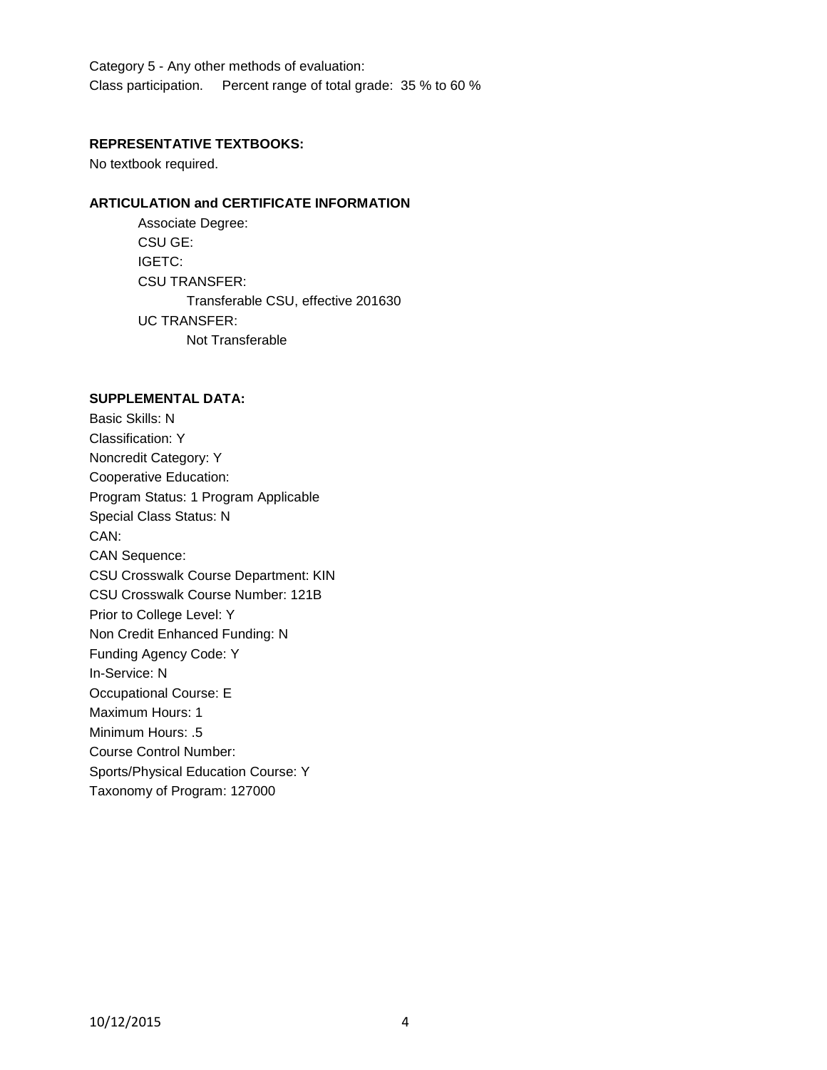Category 5 - Any other methods of evaluation:
Class participation. Percent range of total grade: 35 % to 60 %

**REPRESENTATIVE TEXTBOOKS:**

No textbook required.

**ARTICULATION and CERTIFICATE INFORMATION**

Associate Degree:
CSU GE:
IGETC:
CSU TRANSFER:
Transferable CSU, effective 201630
UC TRANSFER:
Not Transferable

**SUPPLEMENTAL DATA:**

Basic Skills: N
Classification: Y
Noncredit Category: Y
Cooperative Education:
Program Status: 1 Program Applicable
Special Class Status: N
CAN:
CAN Sequence:
CSU Crosswalk Course Department: KIN
CSU Crosswalk Course Number: 121B
Prior to College Level: Y
Non Credit Enhanced Funding: N
Funding Agency Code: Y
In-Service: N
Occupational Course: E
Maximum Hours: 1
Minimum Hours: .5
Course Control Number:
Sports/Physical Education Course: Y
Taxonomy of Program: 127000